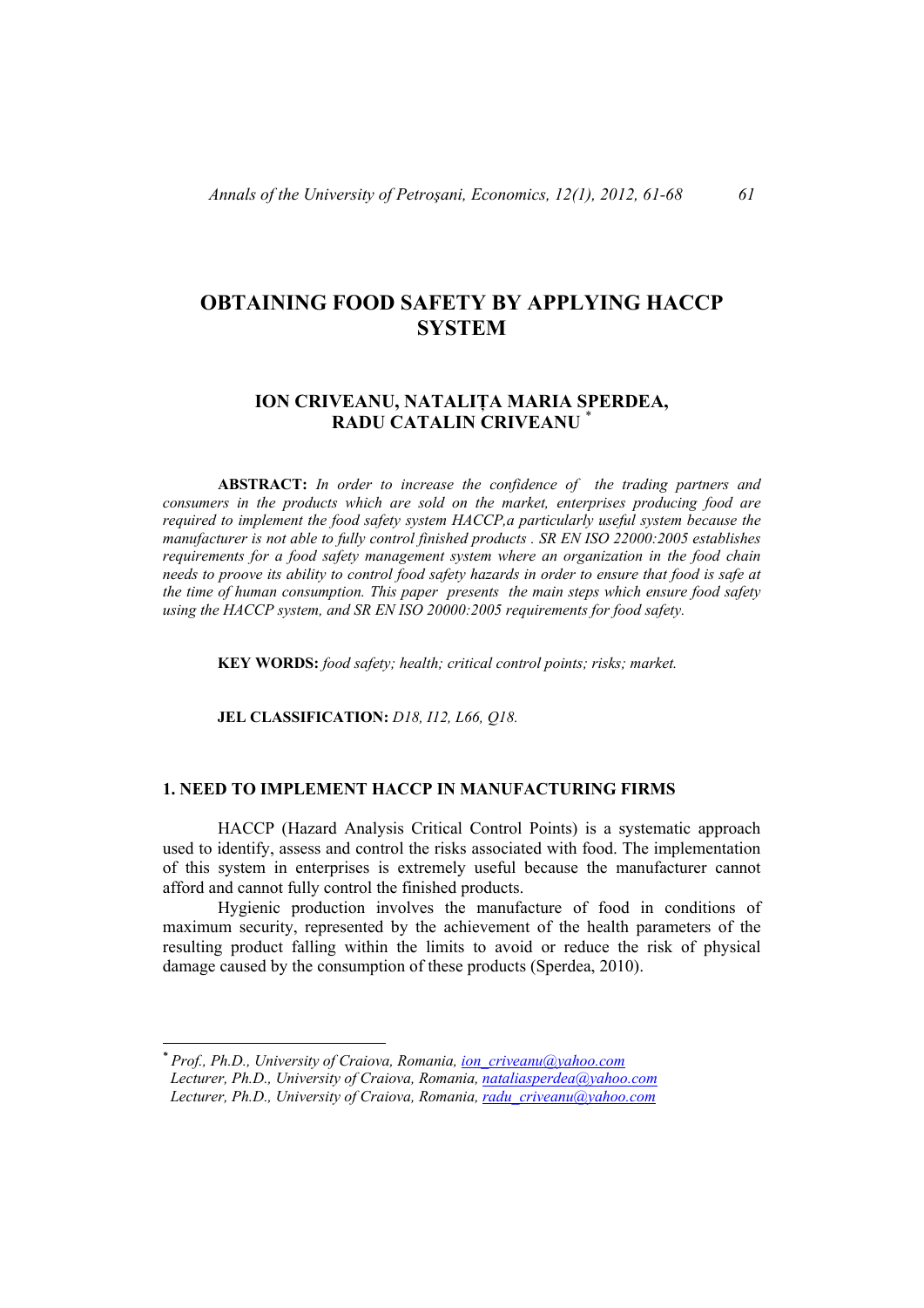# OBTAINING FOOD SAFETY BY APPLYING HACCP SYSTEM

## ION CRIVEANU, NATALIȚA MARIA SPERDEA, RADU CATALIN CRIVEANU [*]

**ABSTRACT:** *In order to increase the confidence of the trading partners and consumers in the products which are sold on the market, enterprises producing food are required to implement the food safety system HACCP,a particularly useful system because the manufacturer is not able to fully control finished products . SR EN ISO 22000:2005 establishes requirements for a food safety management system where an organization in the food chain needs to proove its ability to control food safety hazards in order to ensure that food is safe at the time of human consumption. This paper presents the main steps which ensure food safety using the HACCP system, and SR EN ISO 20000:2005 requirements for food safety.*

**KEY WORDS:** *food safety; health; critical control points; risks; market.*

**JEL CLASSIFICATION:** *D18, I12, L66, Q18.*

## 1. NEED TO IMPLEMENT HACCP IN MANUFACTURING FIRMS

HACCP (Hazard Analysis Critical Control Points) is a systematic approach used to identify, assess and control the risks associated with food. The implementation of this system in enterprises is extremely useful because the manufacturer cannot afford and cannot fully control the finished products.

Hygienic production involves the manufacture of food in conditions of maximum security, represented by the achievement of the health parameters of the resulting product falling within the limits to avoid or reduce the risk of physical damage caused by the consumption of these products (Sperdea, 2010).

---

[*] *Prof., Ph.D., University of Craiova, Romania, ion_criveanu@yahoo.com*
*Lecturer, Ph.D., University of Craiova, Romania, nataliasperdea@yahoo.com*
*Lecturer, Ph.D., University of Craiova, Romania, radu_criveanu@yahoo.com*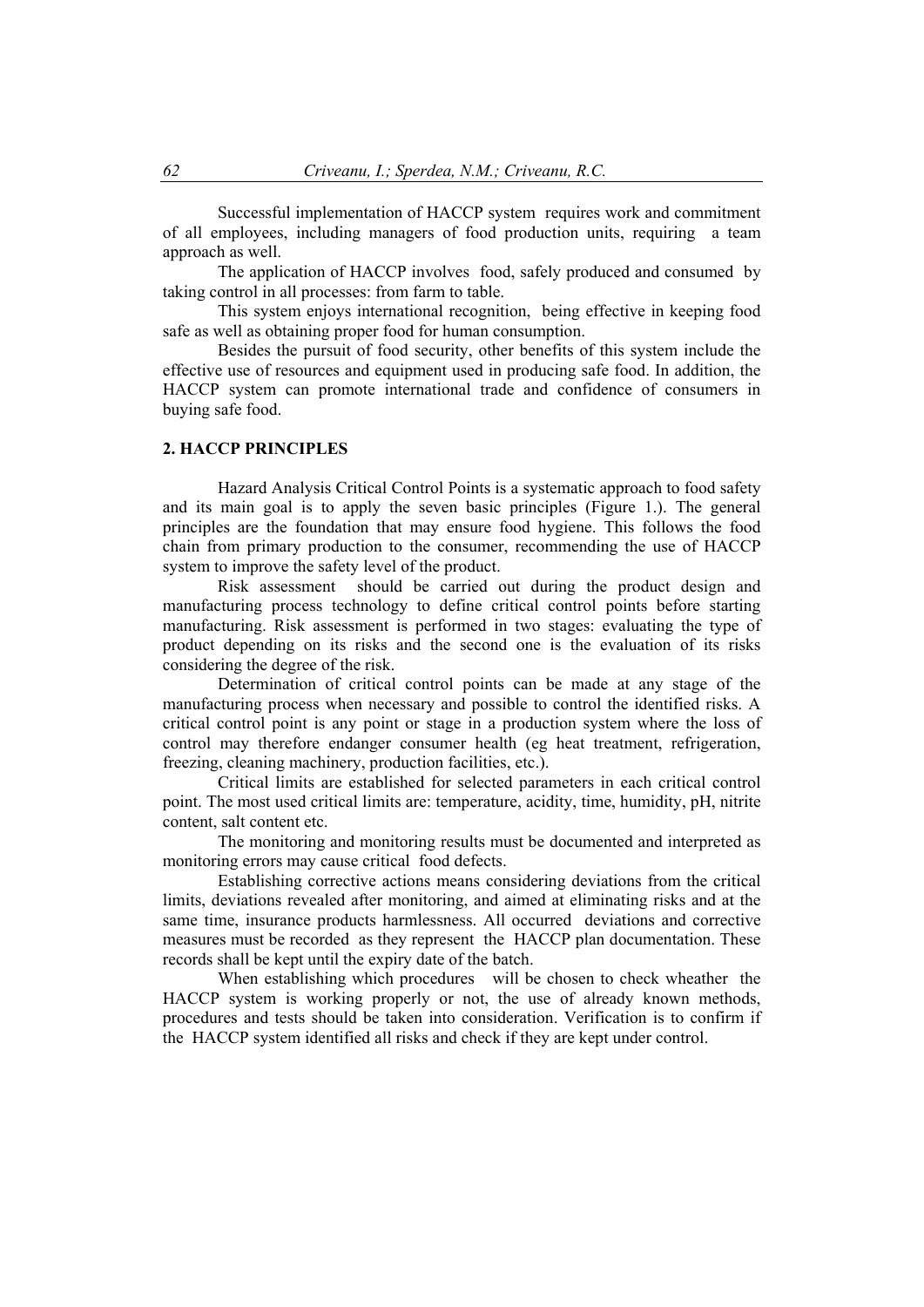Successful implementation of HACCP system requires work and commitment of all employees, including managers of food production units, requiring a team approach as well.

The application of HACCP involves food, safely produced and consumed by taking control in all processes: from farm to table.

This system enjoys international recognition, being effective in keeping food safe as well as obtaining proper food for human consumption.

Besides the pursuit of food security, other benefits of this system include the effective use of resources and equipment used in producing safe food. In addition, the HACCP system can promote international trade and confidence of consumers in buying safe food.

## 2. HACCP PRINCIPLES

Hazard Analysis Critical Control Points is a systematic approach to food safety and its main goal is to apply the seven basic principles (Figure 1.). The general principles are the foundation that may ensure food hygiene. This follows the food chain from primary production to the consumer, recommending the use of HACCP system to improve the safety level of the product.

Risk assessment should be carried out during the product design and manufacturing process technology to define critical control points before starting manufacturing. Risk assessment is performed in two stages: evaluating the type of product depending on its risks and the second one is the evaluation of its risks considering the degree of the risk.

Determination of critical control points can be made at any stage of the manufacturing process when necessary and possible to control the identified risks. A critical control point is any point or stage in a production system where the loss of control may therefore endanger consumer health (eg heat treatment, refrigeration, freezing, cleaning machinery, production facilities, etc.).

Critical limits are established for selected parameters in each critical control point. The most used critical limits are: temperature, acidity, time, humidity, pH, nitrite content, salt content etc.

The monitoring and monitoring results must be documented and interpreted as monitoring errors may cause critical food defects.

Establishing corrective actions means considering deviations from the critical limits, deviations revealed after monitoring, and aimed at eliminating risks and at the same time, insurance products harmlessness. All occurred deviations and corrective measures must be recorded as they represent the HACCP plan documentation. These records shall be kept until the expiry date of the batch.

When establishing which procedures will be chosen to check wheather the HACCP system is working properly or not, the use of already known methods, procedures and tests should be taken into consideration. Verification is to confirm if the HACCP system identified all risks and check if they are kept under control.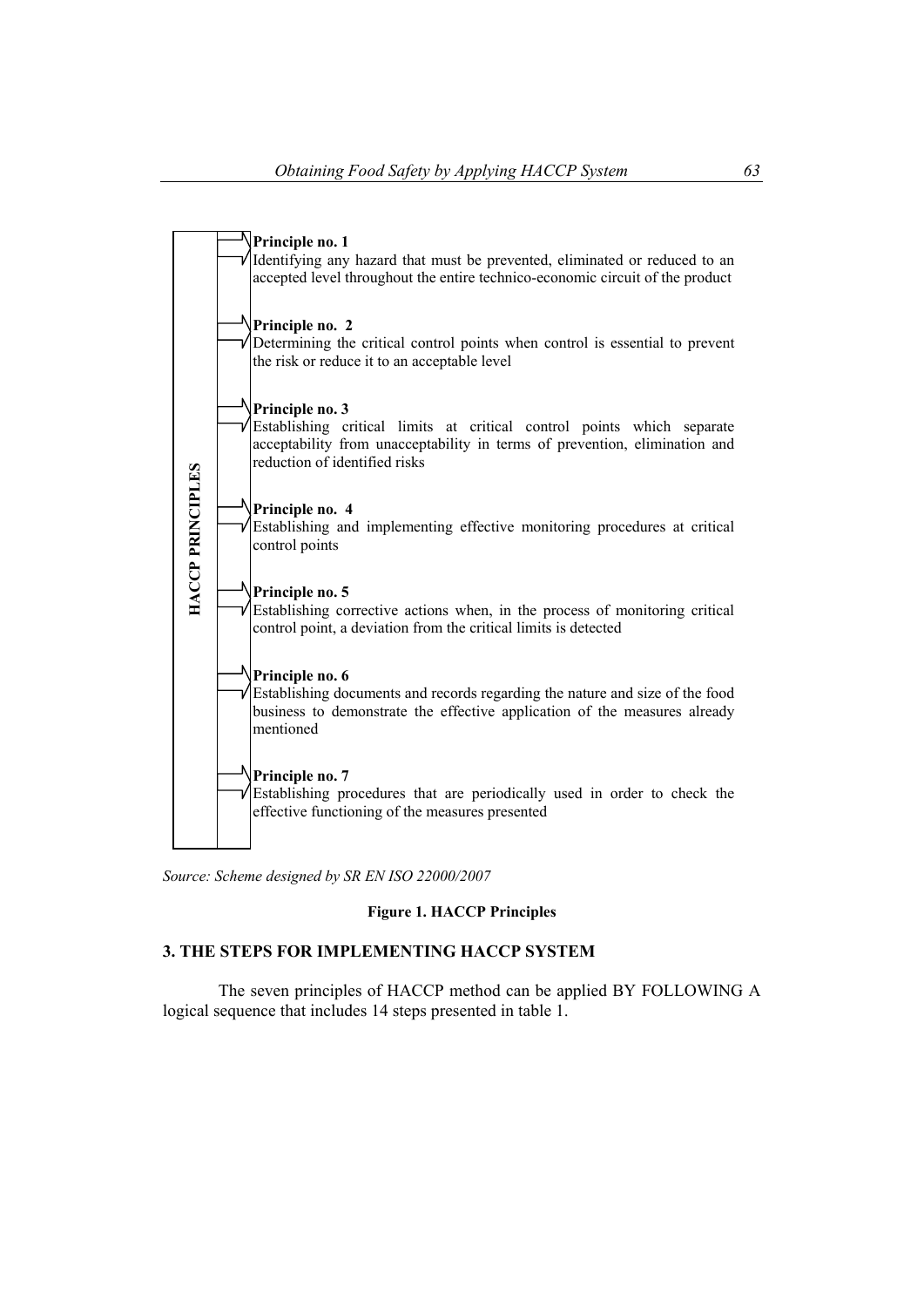**HACCP PRINCIPLES**

**Principle no. 1**
Identifying any hazard that must be prevented, eliminated or reduced to an accepted level throughout the entire technico-economic circuit of the product

**Principle no. 2**
Determining the critical control points when control is essential to prevent the risk or reduce it to an acceptable level

**Principle no. 3**
Establishing critical limits at critical control points which separate acceptability from unacceptability in terms of prevention, elimination and reduction of identified risks

**Principle no. 4**
Establishing and implementing effective monitoring procedures at critical control points

**Principle no. 5**
Establishing corrective actions when, in the process of monitoring critical control point, a deviation from the critical limits is detected

**Principle no. 6**
Establishing documents and records regarding the nature and size of the food business to demonstrate the effective application of the measures already mentioned

**Principle no. 7**
Establishing procedures that are periodically used in order to check the effective functioning of the measures presented

*Source: Scheme designed by SR EN ISO 22000/2007*

**Figure 1. HACCP Principles**

## 3. THE STEPS FOR IMPLEMENTING HACCP SYSTEM

The seven principles of HACCP method can be applied BY FOLLOWING A logical sequence that includes 14 steps presented in table 1.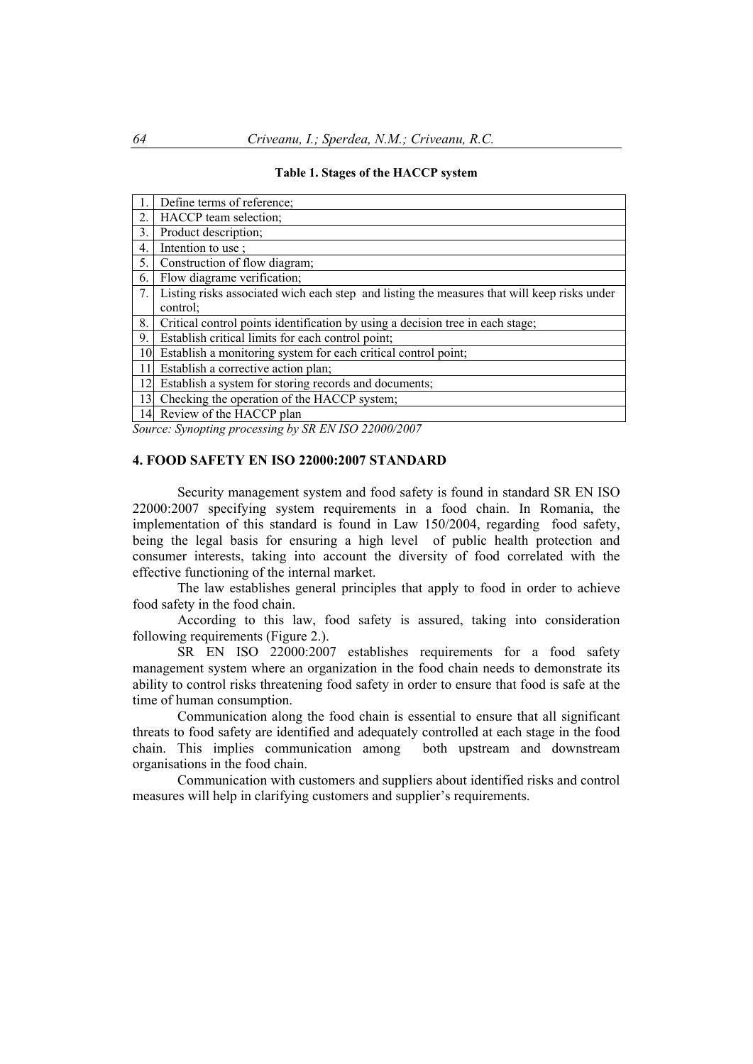**Table 1. Stages of the HACCP system**

| | |
|---|---|
| 1. | Define terms of reference; |
| 2. | HACCP team selection; |
| 3. | Product description; |
| 4. | Intention to use ; |
| 5. | Construction of flow diagram; |
| 6. | Flow diagrame verification; |
| 7. | Listing risks associated wich each step and listing the measures that will keep risks under control; |
| 8. | Critical control points identification by using a decision tree in each stage; |
| 9. | Establish critical limits for each control point; |
| 10 | Establish a monitoring system for each critical control point; |
| 11 | Establish a corrective action plan; |
| 12 | Establish a system for storing records and documents; |
| 13 | Checking the operation of the HACCP system; |
| 14 | Review of the HACCP plan |

*Source: Synopting processing by SR EN ISO 22000/2007*

## 4. FOOD SAFETY EN ISO 22000:2007 STANDARD

Security management system and food safety is found in standard SR EN ISO 22000:2007 specifying system requirements in a food chain. In Romania, the implementation of this standard is found in Law 150/2004, regarding food safety, being the legal basis for ensuring a high level of public health protection and consumer interests, taking into account the diversity of food correlated with the effective functioning of the internal market.

The law establishes general principles that apply to food in order to achieve food safety in the food chain.

According to this law, food safety is assured, taking into consideration following requirements (Figure 2.).

SR EN ISO 22000:2007 establishes requirements for a food safety management system where an organization in the food chain needs to demonstrate its ability to control risks threatening food safety in order to ensure that food is safe at the time of human consumption.

Communication along the food chain is essential to ensure that all significant threats to food safety are identified and adequately controlled at each stage in the food chain. This implies communication among both upstream and downstream organisations in the food chain.

Communication with customers and suppliers about identified risks and control measures will help in clarifying customers and supplier's requirements.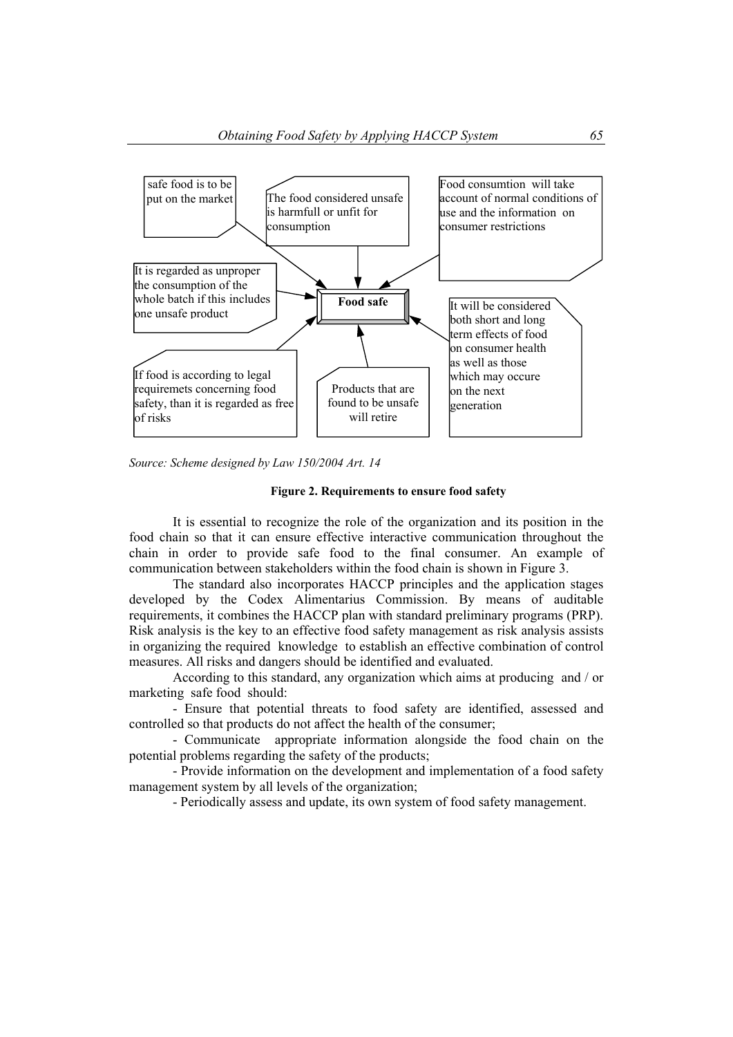safe food is to be put on the market

The food considered unsafe is harmfull or unfit for consumption

Food consumtion will take account of normal conditions of use and the information on consumer restrictions

It is regarded as unproper the consumption of the whole batch if this includes one unsafe product

**Food safe**

It will be considered both short and long term effects of food on consumer health as well as those which may occure on the next generation

If food is according to legal requiremets concerning food safety, than it is regarded as free of risks

Products that are found to be unsafe will retire

*Source: Scheme designed by Law 150/2004 Art. 14*

**Figure 2. Requirements to ensure food safety**

It is essential to recognize the role of the organization and its position in the food chain so that it can ensure effective interactive communication throughout the chain in order to provide safe food to the final consumer. An example of communication between stakeholders within the food chain is shown in Figure 3.

The standard also incorporates HACCP principles and the application stages developed by the Codex Alimentarius Commission. By means of auditable requirements, it combines the HACCP plan with standard preliminary programs (PRP). Risk analysis is the key to an effective food safety management as risk analysis assists in organizing the required knowledge to establish an effective combination of control measures. All risks and dangers should be identified and evaluated.

According to this standard, any organization which aims at producing and / or marketing safe food should:

- Ensure that potential threats to food safety are identified, assessed and controlled so that products do not affect the health of the consumer;
- Communicate appropriate information alongside the food chain on the potential problems regarding the safety of the products;
- Provide information on the development and implementation of a food safety management system by all levels of the organization;
- Periodically assess and update, its own system of food safety management.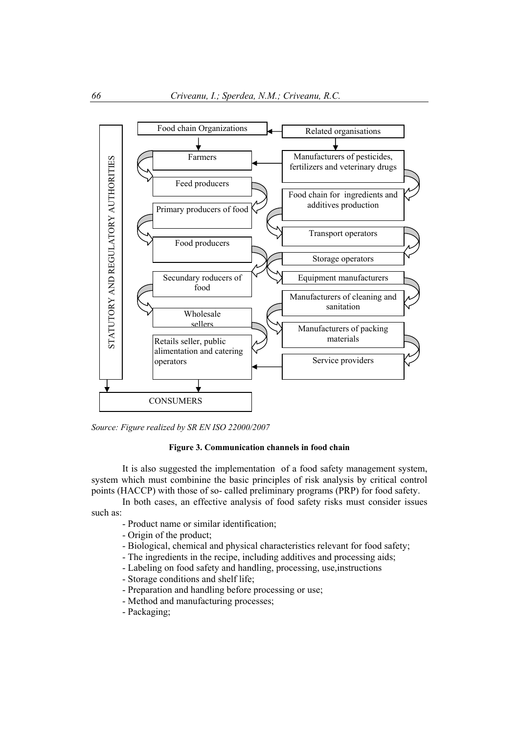Food chain Organizations

Related organisations

STATUTORY AND REGULATORY AUTHORITIES

Farmers

Manufacturers of pesticides, fertilizers and veterinary drugs

Feed producers

Food chain for ingredients and additives production

Primary producers of food

Transport operators

Food producers

Storage operators

Secundary roducers of food

Equipment manufacturers

Manufacturers of cleaning and sanitation

Wholesale sellers

Manufacturers of packing materials

Retails seller, public alimentation and catering operators

Service providers

CONSUMERS

*Source: Figure realized by SR EN ISO 22000/2007*

**Figure 3. Communication channels in food chain**

It is also suggested the implementation of a food safety management system, system which must combinine the basic principles of risk analysis by critical control points (HACCP) with those of so- called preliminary programs (PRP) for food safety.

In both cases, an effective analysis of food safety risks must consider issues such as:

- Product name or similar identification;
- Origin of the product;
- Biological, chemical and physical characteristics relevant for food safety;
- The ingredients in the recipe, including additives and processing aids;
- Labeling on food safety and handling, processing, use,instructions
- Storage conditions and shelf life;
- Preparation and handling before processing or use;
- Method and manufacturing processes;
- Packaging;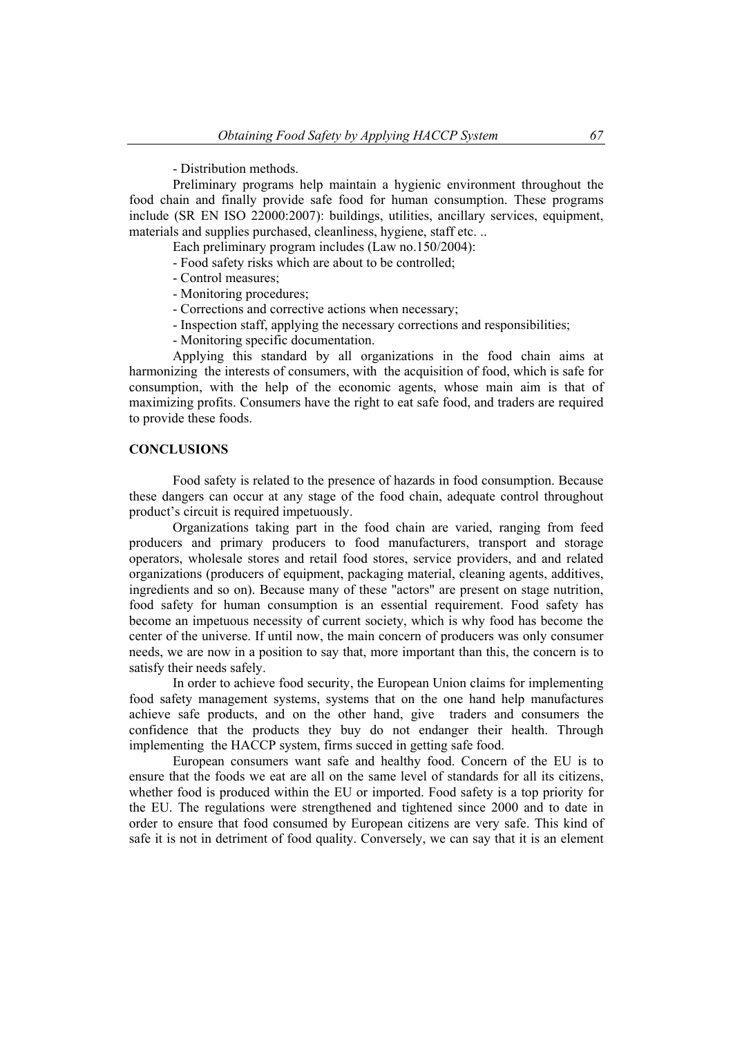- Distribution methods.

Preliminary programs help maintain a hygienic environment throughout the food chain and finally provide safe food for human consumption. These programs include (SR EN ISO 22000:2007): buildings, utilities, ancillary services, equipment, materials and supplies purchased, cleanliness, hygiene, staff etc. ..

Each preliminary program includes (Law no.150/2004):

- Food safety risks which are about to be controlled;
- Control measures;
- Monitoring procedures;
- Corrections and corrective actions when necessary;
- Inspection staff, applying the necessary corrections and responsibilities;
- Monitoring specific documentation.

Applying this standard by all organizations in the food chain aims at harmonizing the interests of consumers, with the acquisition of food, which is safe for consumption, with the help of the economic agents, whose main aim is that of maximizing profits. Consumers have the right to eat safe food, and traders are required to provide these foods.

## CONCLUSIONS

Food safety is related to the presence of hazards in food consumption. Because these dangers can occur at any stage of the food chain, adequate control throughout product's circuit is required impetuously.

Organizations taking part in the food chain are varied, ranging from feed producers and primary producers to food manufacturers, transport and storage operators, wholesale stores and retail food stores, service providers, and and related organizations (producers of equipment, packaging material, cleaning agents, additives, ingredients and so on). Because many of these "actors" are present on stage nutrition, food safety for human consumption is an essential requirement. Food safety has become an impetuous necessity of current society, which is why food has become the center of the universe. If until now, the main concern of producers was only consumer needs, we are now in a position to say that, more important than this, the concern is to satisfy their needs safely.

In order to achieve food security, the European Union claims for implementing food safety management systems, systems that on the one hand help manufactures achieve safe products, and on the other hand, give traders and consumers the confidence that the products they buy do not endanger their health. Through implementing the HACCP system, firms succed in getting safe food.

European consumers want safe and healthy food. Concern of the EU is to ensure that the foods we eat are all on the same level of standards for all its citizens, whether food is produced within the EU or imported. Food safety is a top priority for the EU. The regulations were strengthened and tightened since 2000 and to date in order to ensure that food consumed by European citizens are very safe. This kind of safe it is not in detriment of food quality. Conversely, we can say that it is an element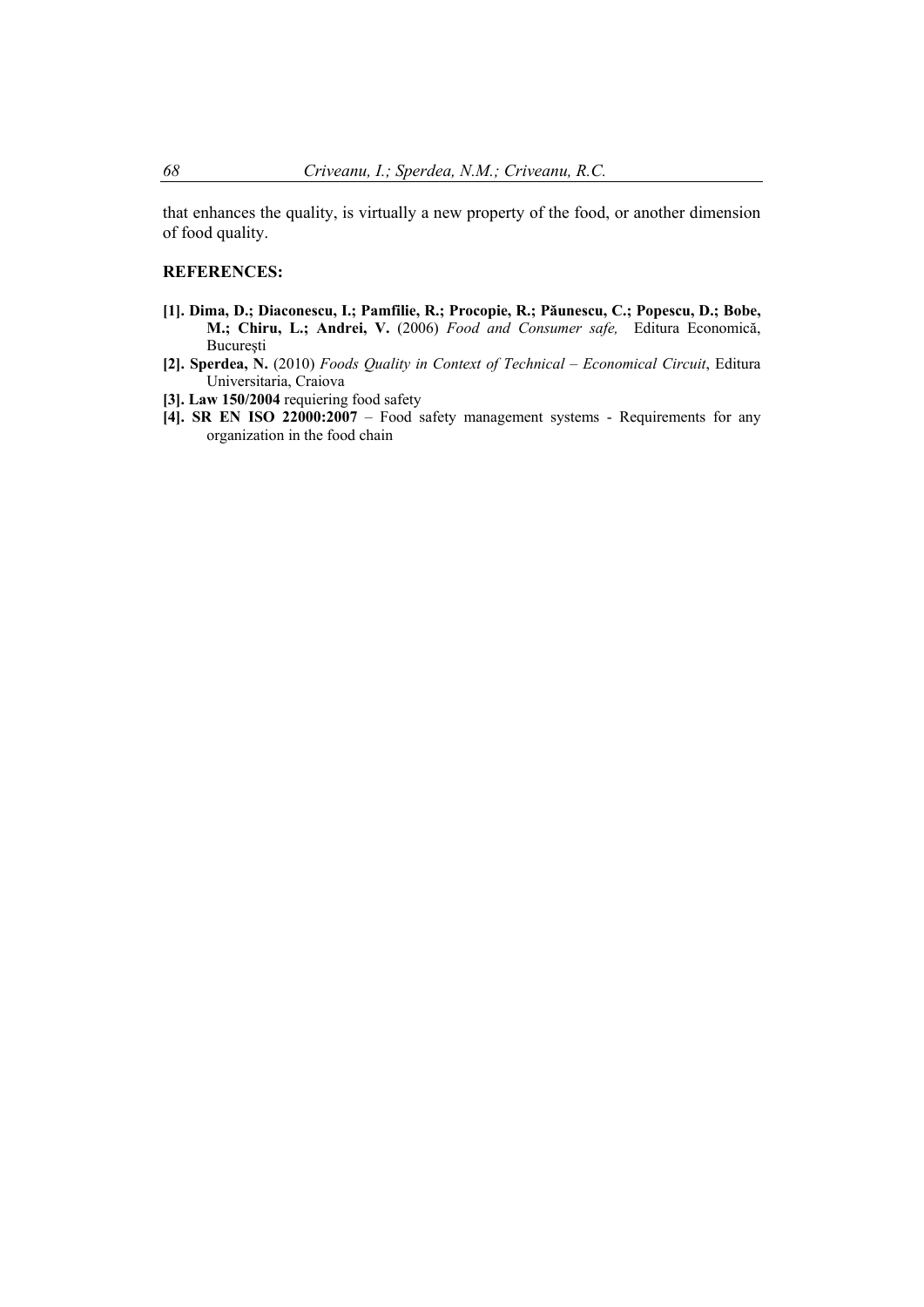that enhances the quality, is virtually a new property of the food, or another dimension of food quality.

**REFERENCES:**

**[1]. Dima, D.; Diaconescu, I.; Pamfilie, R.; Procopie, R.; Păunescu, C.; Popescu, D.; Bobe, M.; Chiru, L.; Andrei, V.** (2006) *Food and Consumer safe,* Editura Economică, Bucureşti

**[2]. Sperdea, N.** (2010) *Foods Quality in Context of Technical – Economical Circuit*, Editura Universitaria, Craiova

**[3]. Law 150/2004** requiering food safety

**[4]. SR EN ISO 22000:2007** – Food safety management systems - Requirements for any organization in the food chain